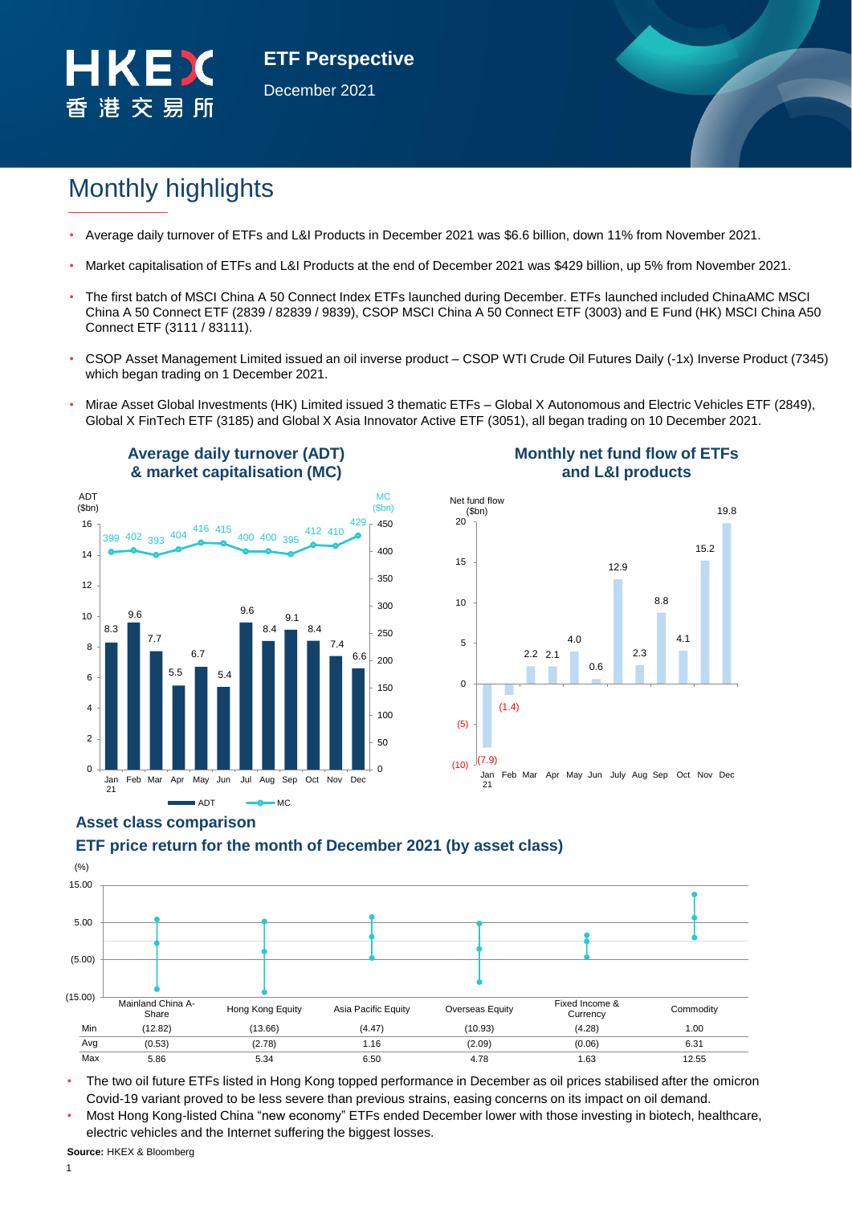# ETF Perspective

December 2021

## Monthly highlights

- Average daily turnover of ETFs and L&I Products in December 2021 was $6.6 billion, down 11% from November 2021.
- Market capitalisation of ETFs and L&I Products at the end of December 2021 was $429 billion, up 5% from November 2021.
- The first batch of MSCI China A 50 Connect Index ETFs launched during December. ETFs launched included ChinaAMC MSCI China A 50 Connect ETF (2839 / 82839 / 9839), CSOP MSCI China A 50 Connect ETF (3003) and E Fund (HK) MSCI China A50 Connect ETF (3111 / 83111).
- CSOP Asset Management Limited issued an oil inverse product – CSOP WTI Crude Oil Futures Daily (-1x) Inverse Product (7345) which began trading on 1 December 2021.
- Mirae Asset Global Investments (HK) Limited issued 3 thematic ETFs – Global X Autonomous and Electric Vehicles ETF (2849), Global X FinTech ETF (3185) and Global X Asia Innovator Active ETF (3051), all began trading on 10 December 2021.

### Average daily turnover (ADT) & market capitalisation (MC)

| Month | ADT ($bn) | MC ($bn) |
|---|---|---|
| Jan 21 | 8.3 | 399 |
| Feb | 9.6 | 402 |
| Mar | 7.7 | 393 |
| Apr | 5.5 | 404 |
| May | 6.7 | 416 |
| Jun | 5.4 | 415 |
| Jul | 9.6 | 400 |
| Aug | 8.4 | 400 |
| Sep | 9.1 | 395 |
| Oct | 8.4 | 412 |
| Nov | 7.4 | 410 |
| Dec | 6.6 | 429 |

### Monthly net fund flow of ETFs and L&I products

| Month | Net fund flow ($bn) |
|---|---|
| Jan 21 | (7.9) |
| Feb | (1.4) |
| Mar | 2.2 |
| Apr | 2.1 |
| May | 4.0 |
| Jun | 0.6 |
| July | 12.9 |
| Aug | 2.3 |
| Sep | 8.8 |
| Oct | 4.1 |
| Nov | 15.2 |
| Dec | 19.8 |

## Asset class comparison

### ETF price return for the month of December 2021 (by asset class)

| (%) | Mainland China A-Share | Hong Kong Equity | Asia Pacific Equity | Overseas Equity | Fixed Income & Currency | Commodity |
|---|---|---|---|---|---|---|
| Min | (12.82) | (13.66) | (4.47) | (10.93) | (4.28) | 1.00 |
| Avg | (0.53) | (2.78) | 1.16 | (2.09) | (0.06) | 6.31 |
| Max | 5.86 | 5.34 | 6.50 | 4.78 | 1.63 | 12.55 |

- The two oil future ETFs listed in Hong Kong topped performance in December as oil prices stabilised after the omicron Covid-19 variant proved to be less severe than previous strains, easing concerns on its impact on oil demand.
- Most Hong Kong-listed China "new economy" ETFs ended December lower with those investing in biotech, healthcare, electric vehicles and the Internet suffering the biggest losses.

**Source:** HKEX & Bloomberg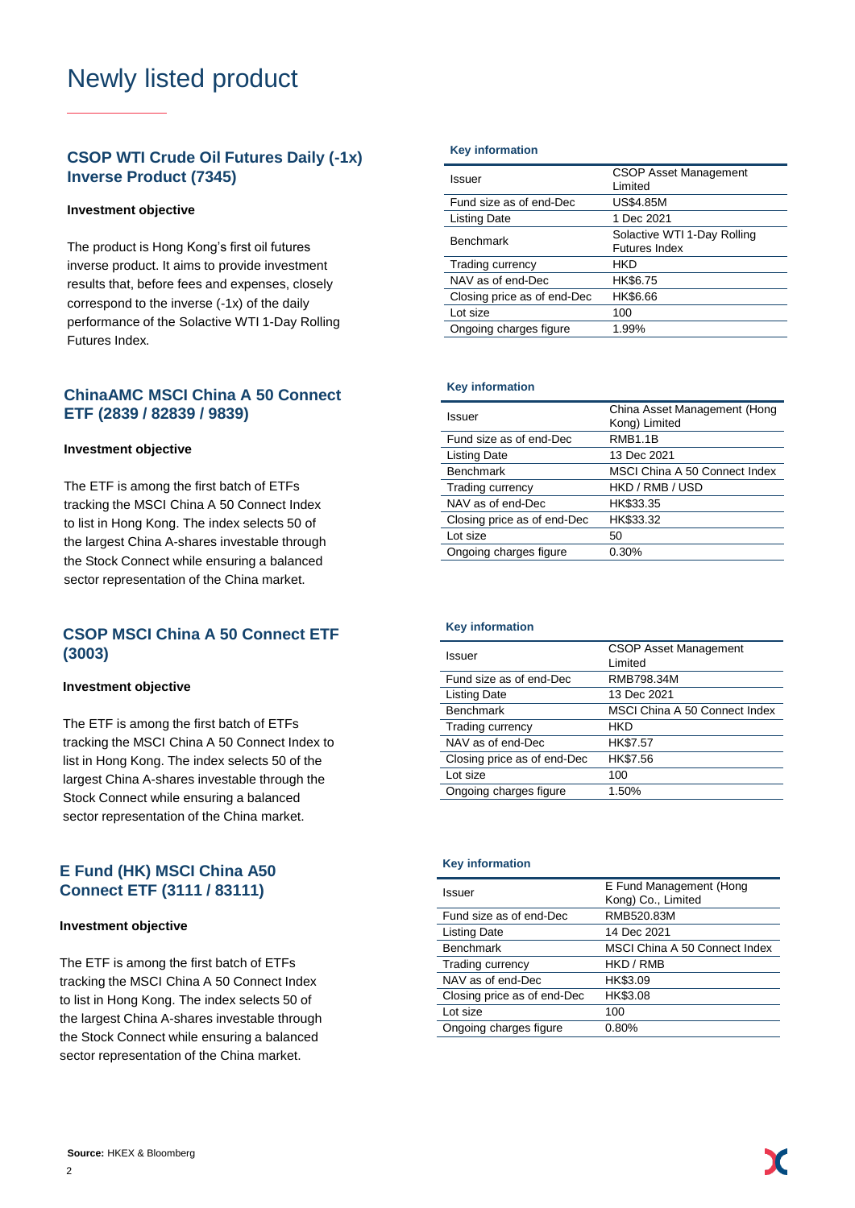# Newly listed product

## CSOP WTI Crude Oil Futures Daily (-1x) Inverse Product (7345)

**Investment objective**

The product is Hong Kong's first oil futures inverse product. It aims to provide investment results that, before fees and expenses, closely correspond to the inverse (-1x) of the daily performance of the Solactive WTI 1-Day Rolling Futures Index.

**Key information**

| | |
|---|---|
| Issuer | CSOP Asset Management Limited |
| Fund size as of end-Dec | US$4.85M |
| Listing Date | 1 Dec 2021 |
| Benchmark | Solactive WTI 1-Day Rolling Futures Index |
| Trading currency | HKD |
| NAV as of end-Dec | HK$6.75 |
| Closing price as of end-Dec | HK$6.66 |
| Lot size | 100 |
| Ongoing charges figure | 1.99% |

## ChinaAMC MSCI China A 50 Connect ETF (2839 / 82839 / 9839)

**Investment objective**

The ETF is among the first batch of ETFs tracking the MSCI China A 50 Connect Index to list in Hong Kong. The index selects 50 of the largest China A-shares investable through the Stock Connect while ensuring a balanced sector representation of the China market.

**Key information**

| | |
|---|---|
| Issuer | China Asset Management (Hong Kong) Limited |
| Fund size as of end-Dec | RMB1.1B |
| Listing Date | 13 Dec 2021 |
| Benchmark | MSCI China A 50 Connect Index |
| Trading currency | HKD / RMB / USD |
| NAV as of end-Dec | HK$33.35 |
| Closing price as of end-Dec | HK$33.32 |
| Lot size | 50 |
| Ongoing charges figure | 0.30% |

## CSOP MSCI China A 50 Connect ETF (3003)

**Investment objective**

The ETF is among the first batch of ETFs tracking the MSCI China A 50 Connect Index to list in Hong Kong. The index selects 50 of the largest China A-shares investable through the Stock Connect while ensuring a balanced sector representation of the China market.

**Key information**

| | |
|---|---|
| Issuer | CSOP Asset Management Limited |
| Fund size as of end-Dec | RMB798.34M |
| Listing Date | 13 Dec 2021 |
| Benchmark | MSCI China A 50 Connect Index |
| Trading currency | HKD |
| NAV as of end-Dec | HK$7.57 |
| Closing price as of end-Dec | HK$7.56 |
| Lot size | 100 |
| Ongoing charges figure | 1.50% |

## E Fund (HK) MSCI China A50 Connect ETF (3111 / 83111)

**Investment objective**

The ETF is among the first batch of ETFs tracking the MSCI China A 50 Connect Index to list in Hong Kong. The index selects 50 of the largest China A-shares investable through the Stock Connect while ensuring a balanced sector representation of the China market.

**Key information**

| | |
|---|---|
| Issuer | E Fund Management (Hong Kong) Co., Limited |
| Fund size as of end-Dec | RMB520.83M |
| Listing Date | 14 Dec 2021 |
| Benchmark | MSCI China A 50 Connect Index |
| Trading currency | HKD / RMB |
| NAV as of end-Dec | HK$3.09 |
| Closing price as of end-Dec | HK$3.08 |
| Lot size | 100 |
| Ongoing charges figure | 0.80% |

**Source:** HKEX & Bloomberg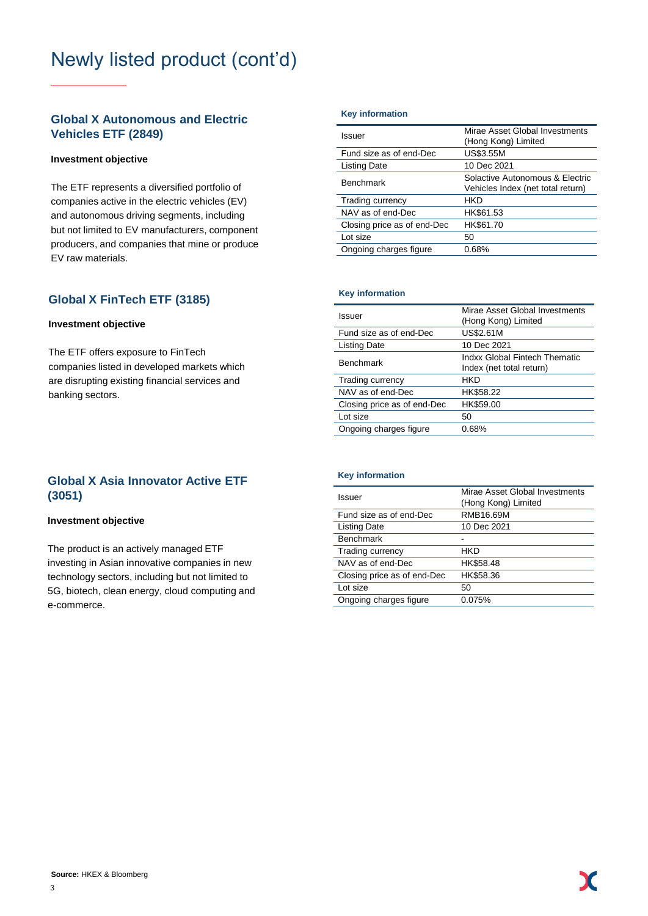# Newly listed product (cont'd)

## Global X Autonomous and Electric Vehicles ETF (2849)

**Investment objective**

The ETF represents a diversified portfolio of companies active in the electric vehicles (EV) and autonomous driving segments, including but not limited to EV manufacturers, component producers, and companies that mine or produce EV raw materials.

**Key information**

| | |
|---|---|
| Issuer | Mirae Asset Global Investments (Hong Kong) Limited |
| Fund size as of end-Dec | US$3.55M |
| Listing Date | 10 Dec 2021 |
| Benchmark | Solactive Autonomous & Electric Vehicles Index (net total return) |
| Trading currency | HKD |
| NAV as of end-Dec | HK$61.53 |
| Closing price as of end-Dec | HK$61.70 |
| Lot size | 50 |
| Ongoing charges figure | 0.68% |

## Global X FinTech ETF (3185)

**Investment objective**

The ETF offers exposure to FinTech companies listed in developed markets which are disrupting existing financial services and banking sectors.

**Key information**

| | |
|---|---|
| Issuer | Mirae Asset Global Investments (Hong Kong) Limited |
| Fund size as of end-Dec | US$2.61M |
| Listing Date | 10 Dec 2021 |
| Benchmark | Indxx Global Fintech Thematic Index (net total return) |
| Trading currency | HKD |
| NAV as of end-Dec | HK$58.22 |
| Closing price as of end-Dec | HK$59.00 |
| Lot size | 50 |
| Ongoing charges figure | 0.68% |

## Global X Asia Innovator Active ETF (3051)

**Investment objective**

The product is an actively managed ETF investing in Asian innovative companies in new technology sectors, including but not limited to 5G, biotech, clean energy, cloud computing and e-commerce.

**Key information**

| | |
|---|---|
| Issuer | Mirae Asset Global Investments (Hong Kong) Limited |
| Fund size as of end-Dec | RMB16.69M |
| Listing Date | 10 Dec 2021 |
| Benchmark | - |
| Trading currency | HKD |
| NAV as of end-Dec | HK$58.48 |
| Closing price as of end-Dec | HK$58.36 |
| Lot size | 50 |
| Ongoing charges figure | 0.075% |

**Source:** HKEX & Bloomberg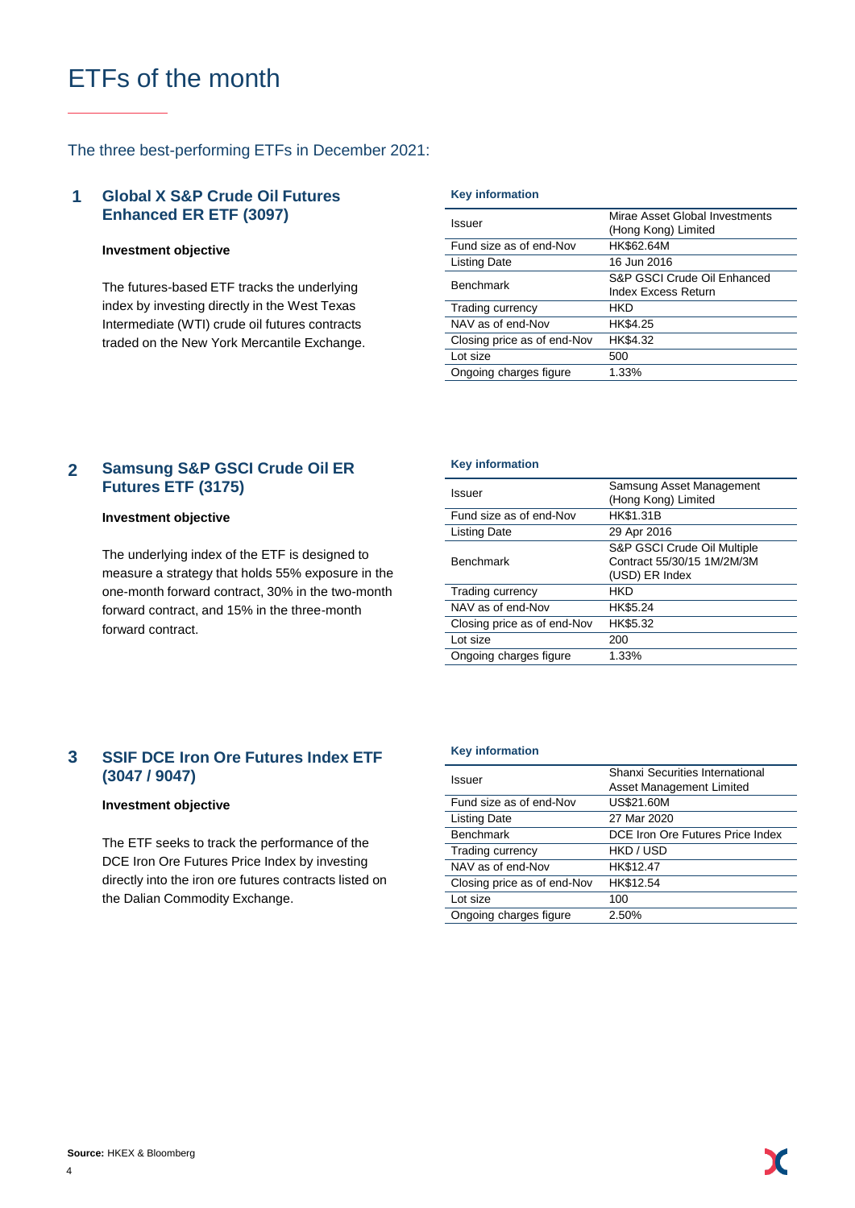# ETFs of the month

## The three best-performing ETFs in December 2021:

### 1 Global X S&P Crude Oil Futures Enhanced ER ETF (3097)

**Investment objective**

The futures-based ETF tracks the underlying index by investing directly in the West Texas Intermediate (WTI) crude oil futures contracts traded on the New York Mercantile Exchange.

**Key information**

| | |
|---|---|
| Issuer | Mirae Asset Global Investments (Hong Kong) Limited |
| Fund size as of end-Nov | HK$62.64M |
| Listing Date | 16 Jun 2016 |
| Benchmark | S&P GSCI Crude Oil Enhanced Index Excess Return |
| Trading currency | HKD |
| NAV as of end-Nov | HK$4.25 |
| Closing price as of end-Nov | HK$4.32 |
| Lot size | 500 |
| Ongoing charges figure | 1.33% |

### 2 Samsung S&P GSCI Crude Oil ER Futures ETF (3175)

**Investment objective**

The underlying index of the ETF is designed to measure a strategy that holds 55% exposure in the one-month forward contract, 30% in the two-month forward contract, and 15% in the three-month forward contract.

**Key information**

| | |
|---|---|
| Issuer | Samsung Asset Management (Hong Kong) Limited |
| Fund size as of end-Nov | HK$1.31B |
| Listing Date | 29 Apr 2016 |
| Benchmark | S&P GSCI Crude Oil Multiple Contract 55/30/15 1M/2M/3M (USD) ER Index |
| Trading currency | HKD |
| NAV as of end-Nov | HK$5.24 |
| Closing price as of end-Nov | HK$5.32 |
| Lot size | 200 |
| Ongoing charges figure | 1.33% |

### 3 SSIF DCE Iron Ore Futures Index ETF (3047 / 9047)

**Investment objective**

The ETF seeks to track the performance of the DCE Iron Ore Futures Price Index by investing directly into the iron ore futures contracts listed on the Dalian Commodity Exchange.

**Key information**

| | |
|---|---|
| Issuer | Shanxi Securities International Asset Management Limited |
| Fund size as of end-Nov | US$21.60M |
| Listing Date | 27 Mar 2020 |
| Benchmark | DCE Iron Ore Futures Price Index |
| Trading currency | HKD / USD |
| NAV as of end-Nov | HK$12.47 |
| Closing price as of end-Nov | HK$12.54 |
| Lot size | 100 |
| Ongoing charges figure | 2.50% |

**Source:** HKEX & Bloomberg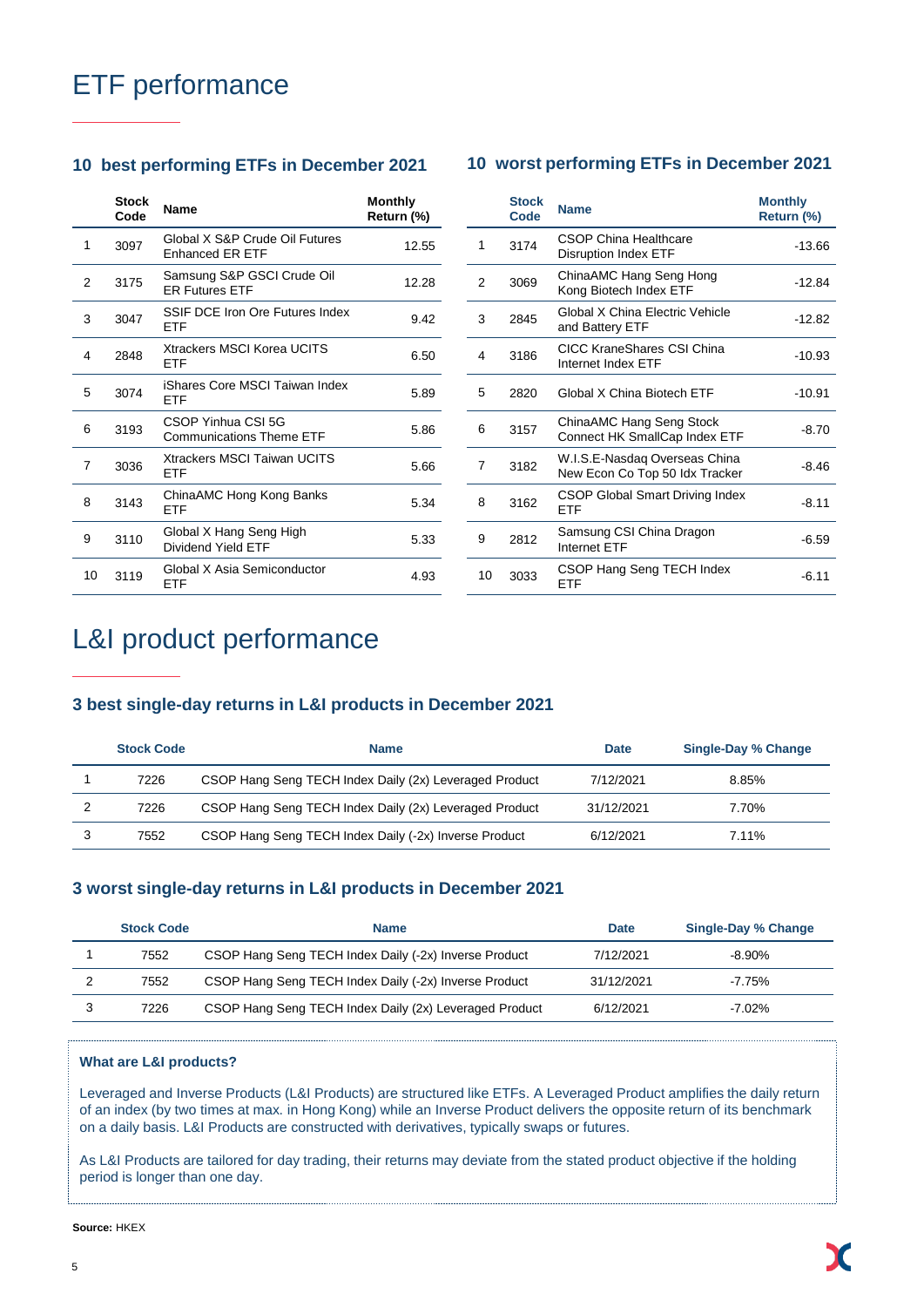# ETF performance

### 10 best performing ETFs in December 2021

| | Stock Code | Name | Monthly Return (%) |
|---|---|---|---|
| 1 | 3097 | Global X S&P Crude Oil Futures Enhanced ER ETF | 12.55 |
| 2 | 3175 | Samsung S&P GSCI Crude Oil ER Futures ETF | 12.28 |
| 3 | 3047 | SSIF DCE Iron Ore Futures Index ETF | 9.42 |
| 4 | 2848 | Xtrackers MSCI Korea UCITS ETF | 6.50 |
| 5 | 3074 | iShares Core MSCI Taiwan Index ETF | 5.89 |
| 6 | 3193 | CSOP Yinhua CSI 5G Communications Theme ETF | 5.86 |
| 7 | 3036 | Xtrackers MSCI Taiwan UCITS ETF | 5.66 |
| 8 | 3143 | ChinaAMC Hong Kong Banks ETF | 5.34 |
| 9 | 3110 | Global X Hang Seng High Dividend Yield ETF | 5.33 |
| 10 | 3119 | Global X Asia Semiconductor ETF | 4.93 |

### 10 worst performing ETFs in December 2021

| | Stock Code | Name | Monthly Return (%) |
|---|---|---|---|
| 1 | 3174 | CSOP China Healthcare Disruption Index ETF | -13.66 |
| 2 | 3069 | ChinaAMC Hang Seng Hong Kong Biotech Index ETF | -12.84 |
| 3 | 2845 | Global X China Electric Vehicle and Battery ETF | -12.82 |
| 4 | 3186 | CICC KraneShares CSI China Internet Index ETF | -10.93 |
| 5 | 2820 | Global X China Biotech ETF | -10.91 |
| 6 | 3157 | ChinaAMC Hang Seng Stock Connect HK SmallCap Index ETF | -8.70 |
| 7 | 3182 | W.I.S.E-Nasdaq Overseas China New Econ Co Top 50 Idx Tracker | -8.46 |
| 8 | 3162 | CSOP Global Smart Driving Index ETF | -8.11 |
| 9 | 2812 | Samsung CSI China Dragon Internet ETF | -6.59 |
| 10 | 3033 | CSOP Hang Seng TECH Index ETF | -6.11 |

# L&I product performance

### 3 best single-day returns in L&I products in December 2021

| | Stock Code | Name | Date | Single-Day % Change |
|---|---|---|---|---|
| 1 | 7226 | CSOP Hang Seng TECH Index Daily (2x) Leveraged Product | 7/12/2021 | 8.85% |
| 2 | 7226 | CSOP Hang Seng TECH Index Daily (2x) Leveraged Product | 31/12/2021 | 7.70% |
| 3 | 7552 | CSOP Hang Seng TECH Index Daily (-2x) Inverse Product | 6/12/2021 | 7.11% |

### 3 worst single-day returns in L&I products in December 2021

| | Stock Code | Name | Date | Single-Day % Change |
|---|---|---|---|---|
| 1 | 7552 | CSOP Hang Seng TECH Index Daily (-2x) Inverse Product | 7/12/2021 | -8.90% |
| 2 | 7552 | CSOP Hang Seng TECH Index Daily (-2x) Inverse Product | 31/12/2021 | -7.75% |
| 3 | 7226 | CSOP Hang Seng TECH Index Daily (2x) Leveraged Product | 6/12/2021 | -7.02% |

**What are L&I products?**

Leveraged and Inverse Products (L&I Products) are structured like ETFs. A Leveraged Product amplifies the daily return of an index (by two times at max. in Hong Kong) while an Inverse Product delivers the opposite return of its benchmark on a daily basis. L&I Products are constructed with derivatives, typically swaps or futures.

As L&I Products are tailored for day trading, their returns may deviate from the stated product objective if the holding period is longer than one day.

**Source:** HKEX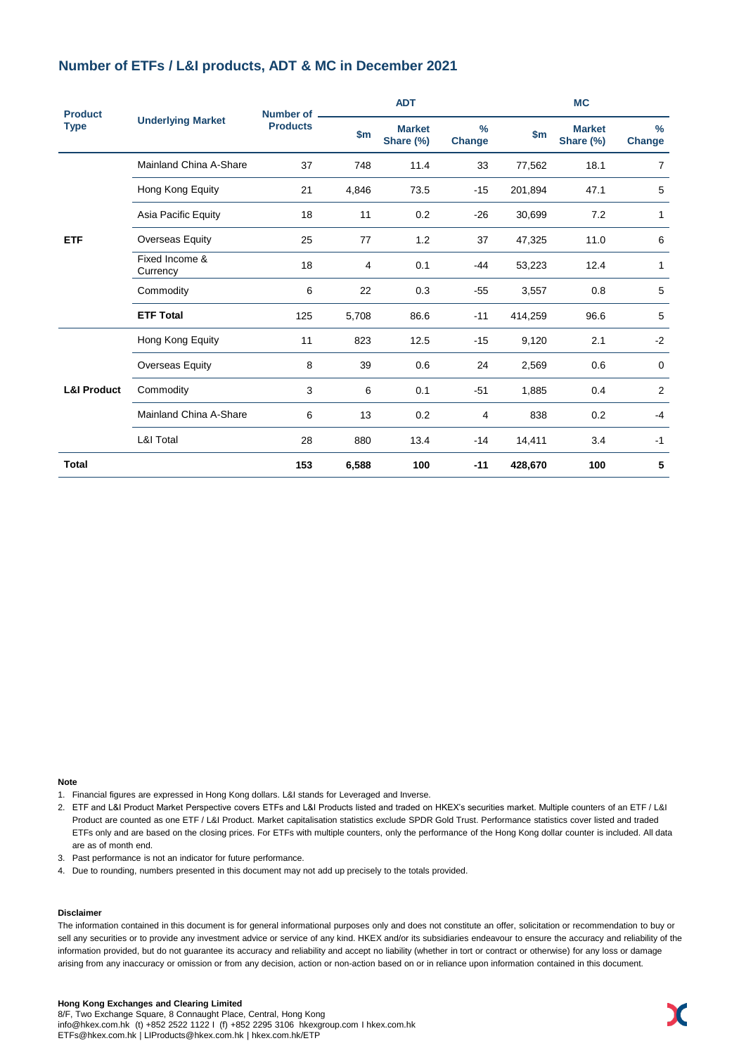## Number of ETFs / L&I products, ADT & MC in December 2021

| Product Type | Underlying Market | Number of Products | ADT | | | MC | | |
|---|---|---|---|---|---|---|---|---|
| | | | $m | Market Share (%) | % Change | $m | Market Share (%) | % Change |
| ETF | Mainland China A-Share | 37 | 748 | 11.4 | 33 | 77,562 | 18.1 | 7 |
| | Hong Kong Equity | 21 | 4,846 | 73.5 | -15 | 201,894 | 47.1 | 5 |
| | Asia Pacific Equity | 18 | 11 | 0.2 | -26 | 30,699 | 7.2 | 1 |
| | Overseas Equity | 25 | 77 | 1.2 | 37 | 47,325 | 11.0 | 6 |
| | Fixed Income & Currency | 18 | 4 | 0.1 | -44 | 53,223 | 12.4 | 1 |
| | Commodity | 6 | 22 | 0.3 | -55 | 3,557 | 0.8 | 5 |
| | **ETF Total** | 125 | 5,708 | 86.6 | -11 | 414,259 | 96.6 | 5 |
| L&I Product | Hong Kong Equity | 11 | 823 | 12.5 | -15 | 9,120 | 2.1 | -2 |
| | Overseas Equity | 8 | 39 | 0.6 | 24 | 2,569 | 0.6 | 0 |
| | Commodity | 3 | 6 | 0.1 | -51 | 1,885 | 0.4 | 2 |
| | Mainland China A-Share | 6 | 13 | 0.2 | 4 | 838 | 0.2 | -4 |
| | L&I Total | 28 | 880 | 13.4 | -14 | 14,411 | 3.4 | -1 |
| **Total** | | **153** | **6,588** | **100** | **-11** | **428,670** | **100** | **5** |

**Note**

1. Financial figures are expressed in Hong Kong dollars. L&I stands for Leveraged and Inverse.
2. ETF and L&I Product Market Perspective covers ETFs and L&I Products listed and traded on HKEX's securities market. Multiple counters of an ETF / L&I Product are counted as one ETF / L&I Product. Market capitalisation statistics exclude SPDR Gold Trust. Performance statistics cover listed and traded ETFs only and are based on the closing prices. For ETFs with multiple counters, only the performance of the Hong Kong dollar counter is included. All data are as of month end.
3. Past performance is not an indicator for future performance.
4. Due to rounding, numbers presented in this document may not add up precisely to the totals provided.

**Disclaimer**

The information contained in this document is for general informational purposes only and does not constitute an offer, solicitation or recommendation to buy or sell any securities or to provide any investment advice or service of any kind. HKEX and/or its subsidiaries endeavour to ensure the accuracy and reliability of the information provided, but do not guarantee its accuracy and reliability and accept no liability (whether in tort or contract or otherwise) for any loss or damage arising from any inaccuracy or omission or from any decision, action or non-action based on or in reliance upon information contained in this document.

**Hong Kong Exchanges and Clearing Limited**
8/F, Two Exchange Square, 8 Connaught Place, Central, Hong Kong
info@hkex.com.hk (t) +852 2522 1122 I (f) +852 2295 3106 hkexgroup.com I hkex.com.hk
ETFs@hkex.com.hk | LIProducts@hkex.com.hk | hkex.com.hk/ETP